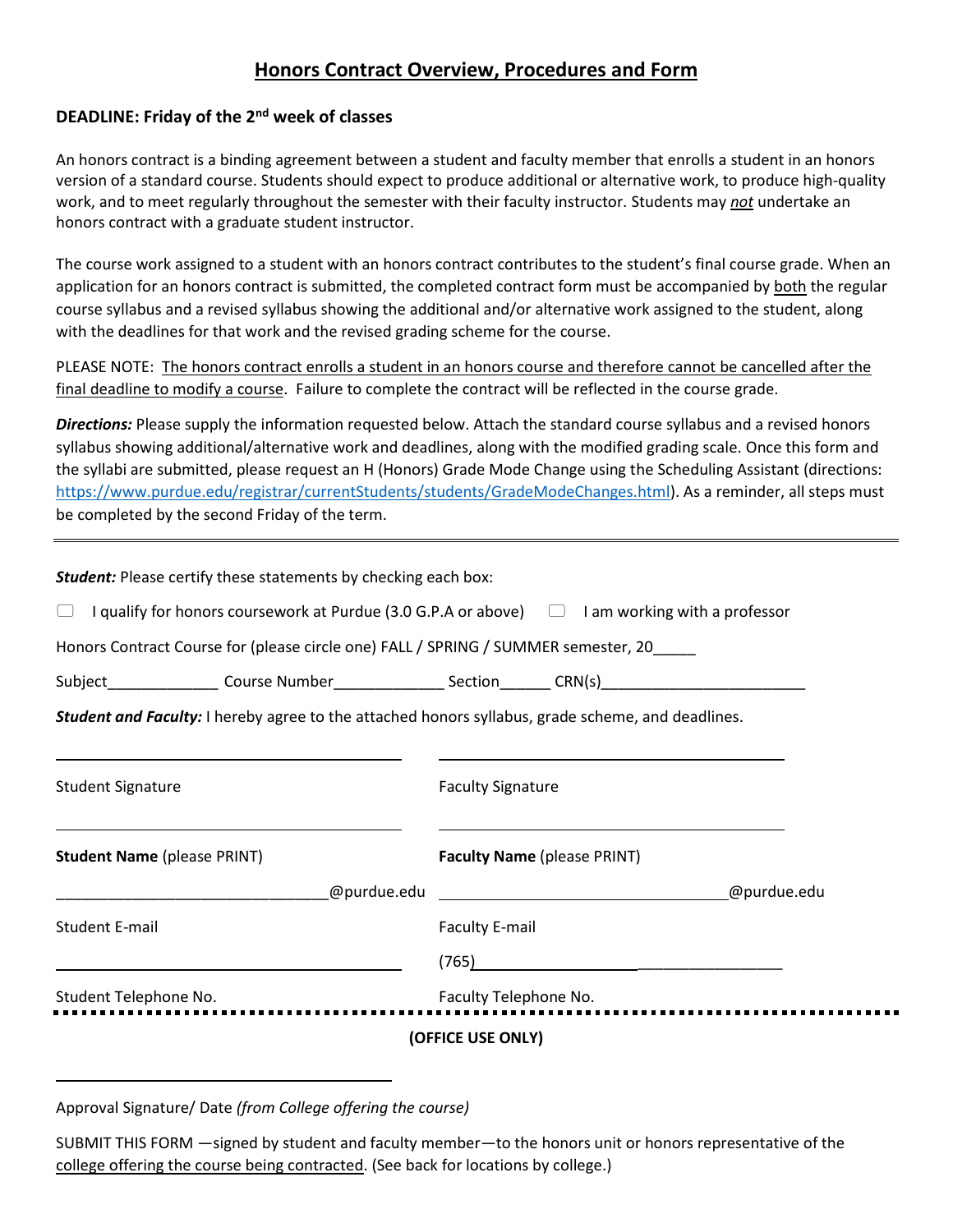# Honors Contract Overview, Procedures and Form

**DEADLINE: Friday of the 2nd week of classes**

An honors contract is a binding agreement between a student and faculty member that enrolls a student in an honors version of a standard course. Students should expect to produce additional or alternative work, to produce high-quality work, and to meet regularly throughout the semester with their faculty instructor. Students may *not* undertake an honors contract with a graduate student instructor.

The course work assigned to a student with an honors contract contributes to the student's final course grade. When an application for an honors contract is submitted, the completed contract form must be accompanied by both the regular course syllabus and a revised syllabus showing the additional and/or alternative work assigned to the student, along with the deadlines for that work and the revised grading scheme for the course.

PLEASE NOTE: The honors contract enrolls a student in an honors course and therefore cannot be cancelled after the final deadline to modify a course. Failure to complete the contract will be reflected in the course grade.

***Directions:*** Please supply the information requested below. Attach the standard course syllabus and a revised honors syllabus showing additional/alternative work and deadlines, along with the modified grading scale. Once this form and the syllabi are submitted, please request an H (Honors) Grade Mode Change using the Scheduling Assistant (directions: https://www.purdue.edu/registrar/currentStudents/students/GradeModeChanges.html). As a reminder, all steps must be completed by the second Friday of the term.

---

***Student:*** Please certify these statements by checking each box:

☐ I qualify for honors coursework at Purdue (3.0 G.P.A or above) ☐ I am working with a professor

Honors Contract Course for (please circle one) FALL / SPRING / SUMMER semester, 20_____

Subject_____________ Course Number_____________ Section______ CRN(s)________________________

***Student and Faculty:*** I hereby agree to the attached honors syllabus, grade scheme, and deadlines.

| | |
|---|---|
| ______________________________ | ______________________________ |
| Student Signature | Faculty Signature |
| ______________________________ | ______________________________ |
| **Student Name** (please PRINT) | **Faculty Name** (please PRINT) |
| ______________________________@purdue.edu | ______________________________@purdue.edu |
| Student E-mail | Faculty E-mail |
| ______________________________ | (765)______________________________ |
| Student Telephone No. | Faculty Telephone No. |

**(OFFICE USE ONLY)**

______________________________

Approval Signature/ Date *(from College offering the course)*

SUBMIT THIS FORM —signed by student and faculty member—to the honors unit or honors representative of the college offering the course being contracted. (See back for locations by college.)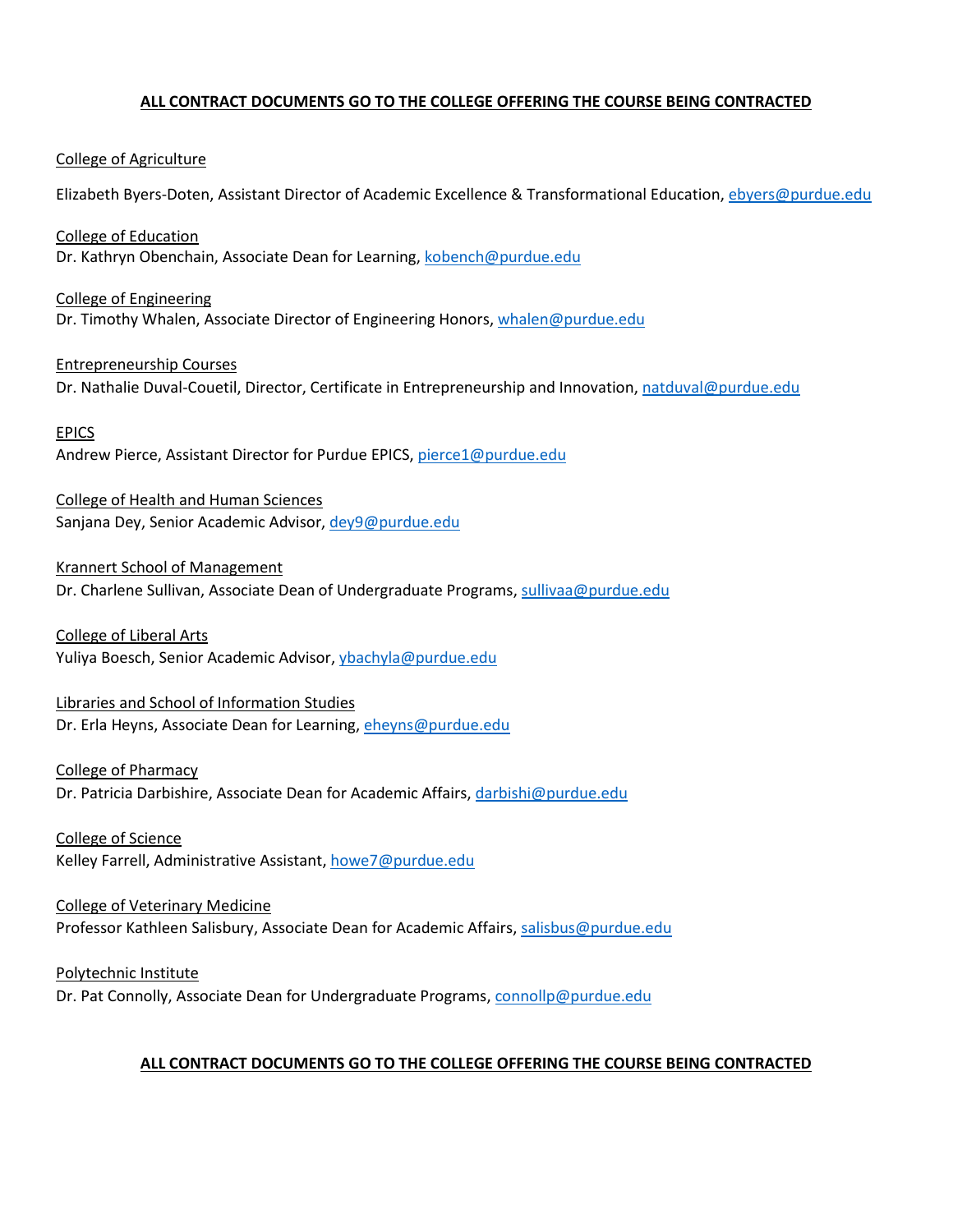**ALL CONTRACT DOCUMENTS GO TO THE COLLEGE OFFERING THE COURSE BEING CONTRACTED**

College of Agriculture

Elizabeth Byers-Doten, Assistant Director of Academic Excellence & Transformational Education, ebyers@purdue.edu

College of Education
Dr. Kathryn Obenchain, Associate Dean for Learning, kobench@purdue.edu

College of Engineering
Dr. Timothy Whalen, Associate Director of Engineering Honors, whalen@purdue.edu

Entrepreneurship Courses
Dr. Nathalie Duval-Couetil, Director, Certificate in Entrepreneurship and Innovation, natduval@purdue.edu

EPICS
Andrew Pierce, Assistant Director for Purdue EPICS, pierce1@purdue.edu

College of Health and Human Sciences
Sanjana Dey, Senior Academic Advisor, dey9@purdue.edu

Krannert School of Management
Dr. Charlene Sullivan, Associate Dean of Undergraduate Programs, sullivaa@purdue.edu

College of Liberal Arts
Yuliya Boesch, Senior Academic Advisor, ybachyla@purdue.edu

Libraries and School of Information Studies
Dr. Erla Heyns, Associate Dean for Learning, eheyns@purdue.edu

College of Pharmacy
Dr. Patricia Darbishire, Associate Dean for Academic Affairs, darbishi@purdue.edu

College of Science
Kelley Farrell, Administrative Assistant, howe7@purdue.edu

College of Veterinary Medicine
Professor Kathleen Salisbury, Associate Dean for Academic Affairs, salisbus@purdue.edu

Polytechnic Institute
Dr. Pat Connolly, Associate Dean for Undergraduate Programs, connollp@purdue.edu

**ALL CONTRACT DOCUMENTS GO TO THE COLLEGE OFFERING THE COURSE BEING CONTRACTED**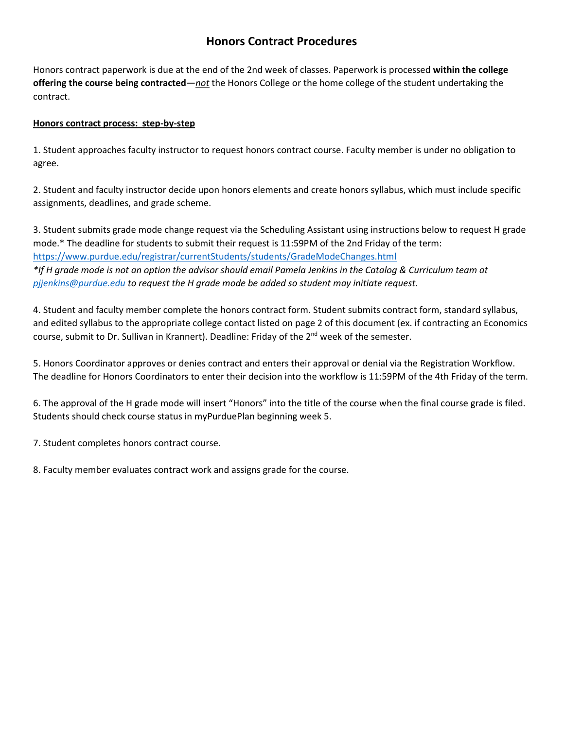# Honors Contract Procedures

Honors contract paperwork is due at the end of the 2nd week of classes. Paperwork is processed **within the college offering the course being contracted**—*not* the Honors College or the home college of the student undertaking the contract.

**Honors contract process: step-by-step**

1. Student approaches faculty instructor to request honors contract course. Faculty member is under no obligation to agree.

2. Student and faculty instructor decide upon honors elements and create honors syllabus, which must include specific assignments, deadlines, and grade scheme.

3. Student submits grade mode change request via the Scheduling Assistant using instructions below to request H grade mode.* The deadline for students to submit their request is 11:59PM of the 2nd Friday of the term: https://www.purdue.edu/registrar/currentStudents/students/GradeModeChanges.html
*\*If H grade mode is not an option the advisor should email Pamela Jenkins in the Catalog & Curriculum team at pjjenkins@purdue.edu to request the H grade mode be added so student may initiate request.*

4. Student and faculty member complete the honors contract form. Student submits contract form, standard syllabus, and edited syllabus to the appropriate college contact listed on page 2 of this document (ex. if contracting an Economics course, submit to Dr. Sullivan in Krannert). Deadline: Friday of the 2nd week of the semester.

5. Honors Coordinator approves or denies contract and enters their approval or denial via the Registration Workflow. The deadline for Honors Coordinators to enter their decision into the workflow is 11:59PM of the 4th Friday of the term.

6. The approval of the H grade mode will insert "Honors" into the title of the course when the final course grade is filed. Students should check course status in myPurduePlan beginning week 5.

7. Student completes honors contract course.

8. Faculty member evaluates contract work and assigns grade for the course.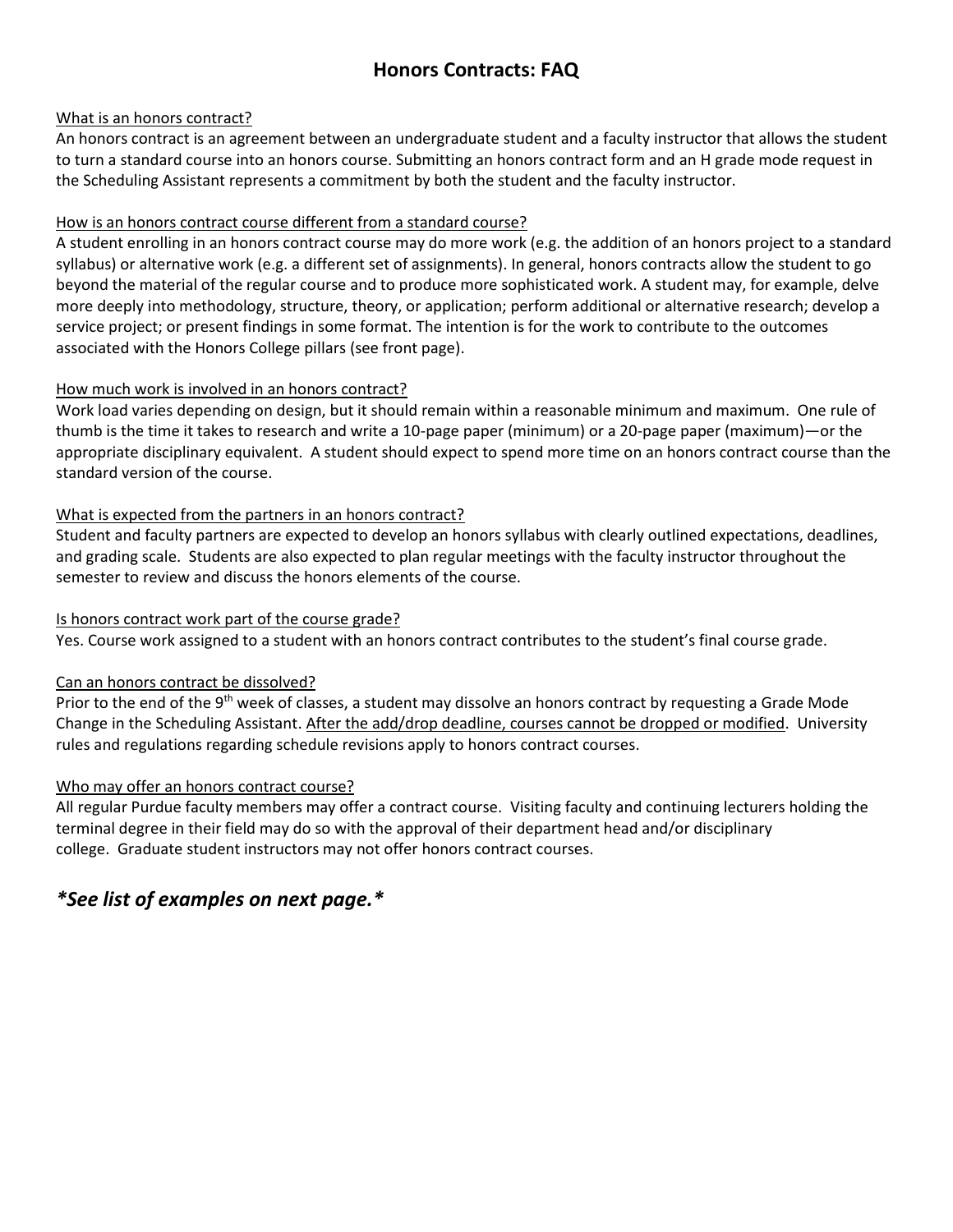# Honors Contracts: FAQ

What is an honors contract?

An honors contract is an agreement between an undergraduate student and a faculty instructor that allows the student to turn a standard course into an honors course. Submitting an honors contract form and an H grade mode request in the Scheduling Assistant represents a commitment by both the student and the faculty instructor.

How is an honors contract course different from a standard course?

A student enrolling in an honors contract course may do more work (e.g. the addition of an honors project to a standard syllabus) or alternative work (e.g. a different set of assignments). In general, honors contracts allow the student to go beyond the material of the regular course and to produce more sophisticated work. A student may, for example, delve more deeply into methodology, structure, theory, or application; perform additional or alternative research; develop a service project; or present findings in some format. The intention is for the work to contribute to the outcomes associated with the Honors College pillars (see front page).

How much work is involved in an honors contract?

Work load varies depending on design, but it should remain within a reasonable minimum and maximum. One rule of thumb is the time it takes to research and write a 10-page paper (minimum) or a 20-page paper (maximum)—or the appropriate disciplinary equivalent. A student should expect to spend more time on an honors contract course than the standard version of the course.

What is expected from the partners in an honors contract?

Student and faculty partners are expected to develop an honors syllabus with clearly outlined expectations, deadlines, and grading scale. Students are also expected to plan regular meetings with the faculty instructor throughout the semester to review and discuss the honors elements of the course.

Is honors contract work part of the course grade?

Yes. Course work assigned to a student with an honors contract contributes to the student's final course grade.

Can an honors contract be dissolved?

Prior to the end of the 9th week of classes, a student may dissolve an honors contract by requesting a Grade Mode Change in the Scheduling Assistant. After the add/drop deadline, courses cannot be dropped or modified. University rules and regulations regarding schedule revisions apply to honors contract courses.

Who may offer an honors contract course?

All regular Purdue faculty members may offer a contract course. Visiting faculty and continuing lecturers holding the terminal degree in their field may do so with the approval of their department head and/or disciplinary college. Graduate student instructors may not offer honors contract courses.

## ***See list of examples on next page.***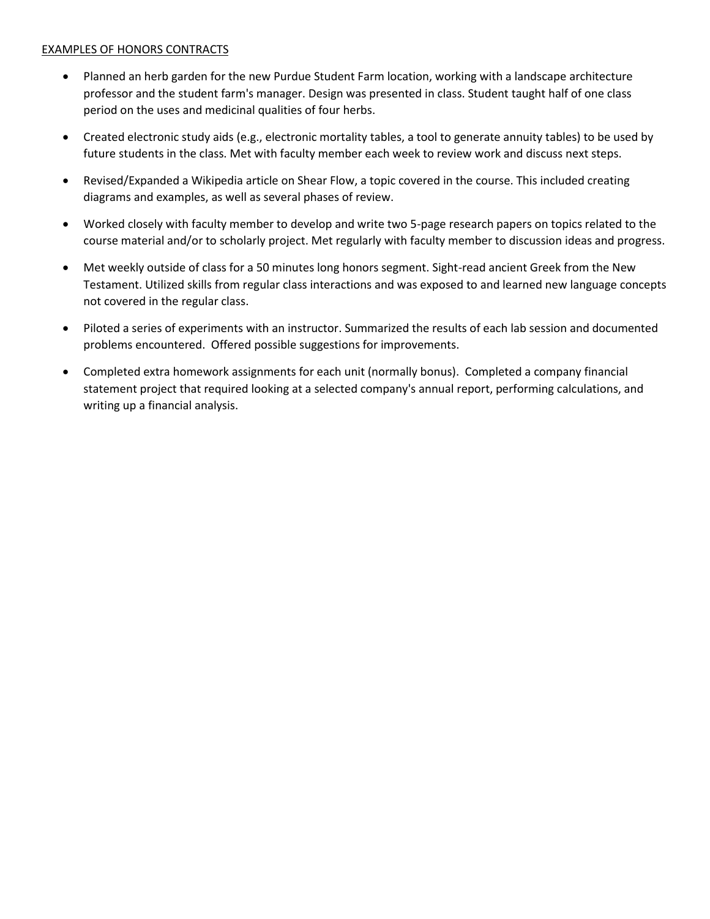EXAMPLES OF HONORS CONTRACTS

- Planned an herb garden for the new Purdue Student Farm location, working with a landscape architecture professor and the student farm's manager. Design was presented in class. Student taught half of one class period on the uses and medicinal qualities of four herbs.
- Created electronic study aids (e.g., electronic mortality tables, a tool to generate annuity tables) to be used by future students in the class. Met with faculty member each week to review work and discuss next steps.
- Revised/Expanded a Wikipedia article on Shear Flow, a topic covered in the course. This included creating diagrams and examples, as well as several phases of review.
- Worked closely with faculty member to develop and write two 5-page research papers on topics related to the course material and/or to scholarly project. Met regularly with faculty member to discussion ideas and progress.
- Met weekly outside of class for a 50 minutes long honors segment. Sight-read ancient Greek from the New Testament. Utilized skills from regular class interactions and was exposed to and learned new language concepts not covered in the regular class.
- Piloted a series of experiments with an instructor. Summarized the results of each lab session and documented problems encountered. Offered possible suggestions for improvements.
- Completed extra homework assignments for each unit (normally bonus). Completed a company financial statement project that required looking at a selected company's annual report, performing calculations, and writing up a financial analysis.